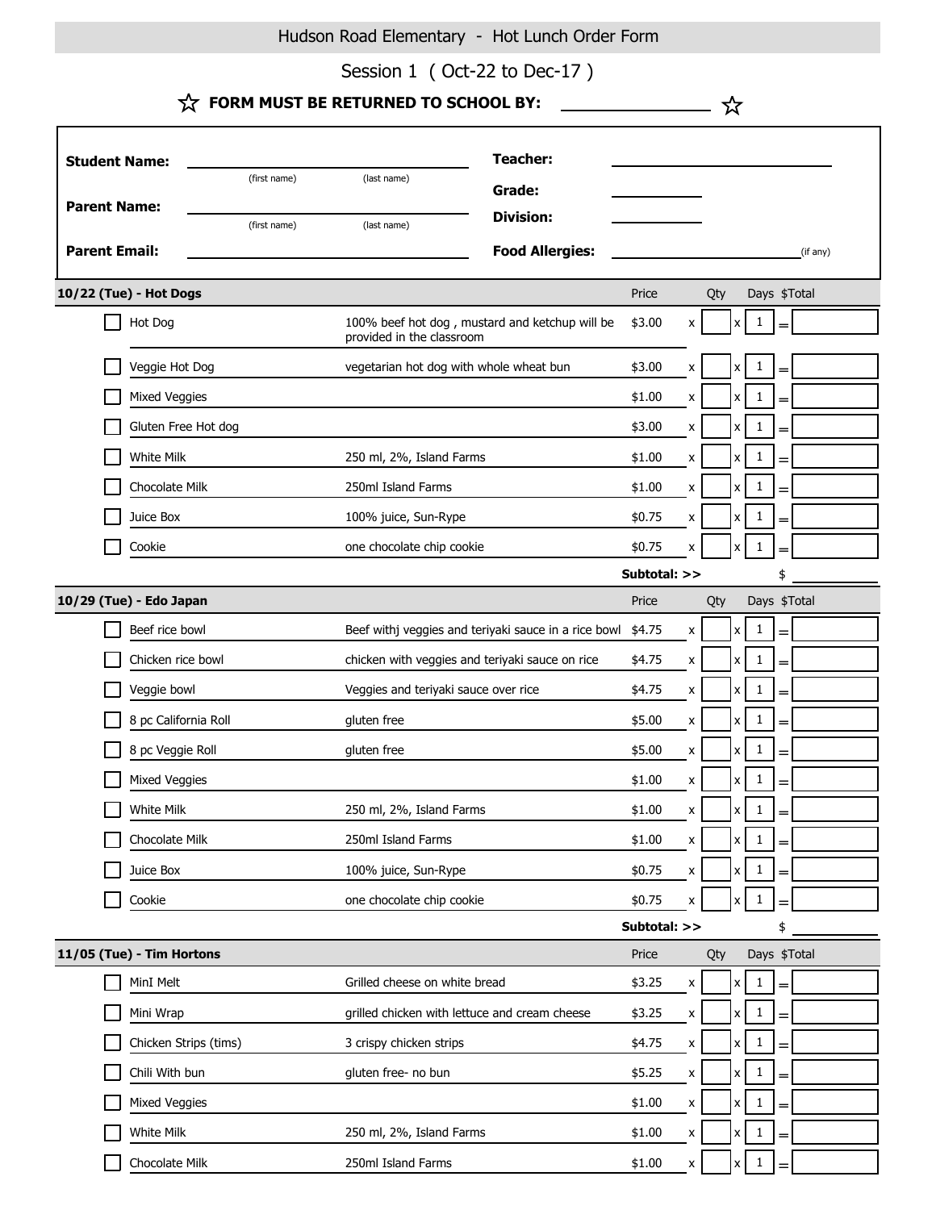# Hudson Road Elementary - Hot Lunch Order Form

## Session 1 ( Oct-22 to Dec-17 )

☆ **FORM MUST BE RETURNED TO SCHOOL BY:** ________________ ☆

**Student Name:** ______________________ (first name) (last name)

**Parent Name:** ______________________ (first name) (last name)

**Parent Email:** ______________________

**Teacher:** ______________________

**Grade:** __________

**Division:** __________

**Food Allergies:** ______________________ (if any)

| 10/22 (Tue) - Hot Dogs | | Price | | Qty | | Days | | $Total |
|---|---|---|---|---|---|---|---|---|
| ☐ Hot Dog | 100% beef hot dog , mustard and ketchup will be provided in the classroom | $3.00 | x | | x | 1 | = | |
| ☐ Veggie Hot Dog | vegetarian hot dog with whole wheat bun | $3.00 | x | | x | 1 | = | |
| ☐ Mixed Veggies | | $1.00 | x | | x | 1 | = | |
| ☐ Gluten Free Hot dog | | $3.00 | x | | x | 1 | = | |
| ☐ White Milk | 250 ml, 2%, Island Farms | $1.00 | x | | x | 1 | = | |
| ☐ Chocolate Milk | 250ml Island Farms | $1.00 | x | | x | 1 | = | |
| ☐ Juice Box | 100% juice, Sun-Rype | $0.75 | x | | x | 1 | = | |
| ☐ Cookie | one chocolate chip cookie | $0.75 | x | | x | 1 | = | |
| | | **Subtotal: >>** | | | | | | $ |

| 10/29 (Tue) - Edo Japan | | Price | | Qty | | Days | | $Total |
|---|---|---|---|---|---|---|---|---|
| ☐ Beef rice bowl | Beef withj veggies and teriyaki sauce in a rice bowl | $4.75 | x | | x | 1 | = | |
| ☐ Chicken rice bowl | chicken with veggies and teriyaki sauce on rice | $4.75 | x | | x | 1 | = | |
| ☐ Veggie bowl | Veggies and teriyaki sauce over rice | $4.75 | x | | x | 1 | = | |
| ☐ 8 pc California Roll | gluten free | $5.00 | x | | x | 1 | = | |
| ☐ 8 pc Veggie Roll | gluten free | $5.00 | x | | x | 1 | = | |
| ☐ Mixed Veggies | | $1.00 | x | | x | 1 | = | |
| ☐ White Milk | 250 ml, 2%, Island Farms | $1.00 | x | | x | 1 | = | |
| ☐ Chocolate Milk | 250ml Island Farms | $1.00 | x | | x | 1 | = | |
| ☐ Juice Box | 100% juice, Sun-Rype | $0.75 | x | | x | 1 | = | |
| ☐ Cookie | one chocolate chip cookie | $0.75 | x | | x | 1 | = | |
| | | **Subtotal: >>** | | | | | | $ |

| 11/05 (Tue) - Tim Hortons | | Price | | Qty | | Days | | $Total |
|---|---|---|---|---|---|---|---|---|
| ☐ MinI Melt | Grilled cheese on white bread | $3.25 | x | | x | 1 | = | |
| ☐ Mini Wrap | grilled chicken with lettuce and cream cheese | $3.25 | x | | x | 1 | = | |
| ☐ Chicken Strips (tims) | 3 crispy chicken strips | $4.75 | x | | x | 1 | = | |
| ☐ Chili With bun | gluten free- no bun | $5.25 | x | | x | 1 | = | |
| ☐ Mixed Veggies | | $1.00 | x | | x | 1 | = | |
| ☐ White Milk | 250 ml, 2%, Island Farms | $1.00 | x | | x | 1 | = | |
| ☐ Chocolate Milk | 250ml Island Farms | $1.00 | x | | x | 1 | = | |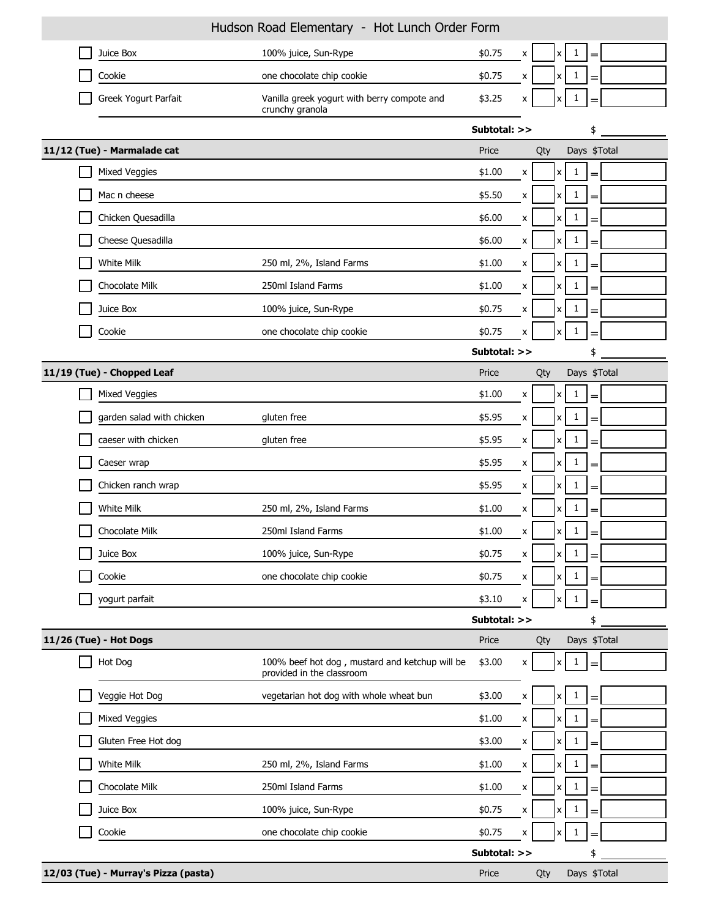# Hudson Road Elementary - Hot Lunch Order Form

| | Item | Description | Price | | Qty | | Days | | $Total |
|---|---|---|---|---|---|---|---|---|---|
| ☐ | Juice Box | 100% juice, Sun-Rype | $0.75 | x | | x | 1 | = | |
| ☐ | Cookie | one chocolate chip cookie | $0.75 | x | | x | 1 | = | |
| ☐ | Greek Yogurt Parfait | Vanilla greek yogurt with berry compote and crunchy granola | $3.25 | x | | x | 1 | = | |
| | | | Subtotal: >> | | | | | | $ |

| 11/12 (Tue) - Marmalade cat | | | Price | | Qty | | Days | | $Total |
|---|---|---|---|---|---|---|---|---|---|
| ☐ | Mixed Veggies | | $1.00 | x | | x | 1 | = | |
| ☐ | Mac n cheese | | $5.50 | x | | x | 1 | = | |
| ☐ | Chicken Quesadilla | | $6.00 | x | | x | 1 | = | |
| ☐ | Cheese Quesadilla | | $6.00 | x | | x | 1 | = | |
| ☐ | White Milk | 250 ml, 2%, Island Farms | $1.00 | x | | x | 1 | = | |
| ☐ | Chocolate Milk | 250ml Island Farms | $1.00 | x | | x | 1 | = | |
| ☐ | Juice Box | 100% juice, Sun-Rype | $0.75 | x | | x | 1 | = | |
| ☐ | Cookie | one chocolate chip cookie | $0.75 | x | | x | 1 | = | |
| | | | Subtotal: >> | | | | | | $ |

| 11/19 (Tue) - Chopped Leaf | | | Price | | Qty | | Days | | $Total |
|---|---|---|---|---|---|---|---|---|---|
| ☐ | Mixed Veggies | | $1.00 | x | | x | 1 | = | |
| ☐ | garden salad with chicken | gluten free | $5.95 | x | | x | 1 | = | |
| ☐ | caeser with chicken | gluten free | $5.95 | x | | x | 1 | = | |
| ☐ | Caeser wrap | | $5.95 | x | | x | 1 | = | |
| ☐ | Chicken ranch wrap | | $5.95 | x | | x | 1 | = | |
| ☐ | White Milk | 250 ml, 2%, Island Farms | $1.00 | x | | x | 1 | = | |
| ☐ | Chocolate Milk | 250ml Island Farms | $1.00 | x | | x | 1 | = | |
| ☐ | Juice Box | 100% juice, Sun-Rype | $0.75 | x | | x | 1 | = | |
| ☐ | Cookie | one chocolate chip cookie | $0.75 | x | | x | 1 | = | |
| ☐ | yogurt parfait | | $3.10 | x | | x | 1 | = | |
| | | | Subtotal: >> | | | | | | $ |

| 11/26 (Tue) - Hot Dogs | | | Price | | Qty | | Days | | $Total |
|---|---|---|---|---|---|---|---|---|---|
| ☐ | Hot Dog | 100% beef hot dog , mustard and ketchup will be provided in the classroom | $3.00 | x | | x | 1 | = | |
| ☐ | Veggie Hot Dog | vegetarian hot dog with whole wheat bun | $3.00 | x | | x | 1 | = | |
| ☐ | Mixed Veggies | | $1.00 | x | | x | 1 | = | |
| ☐ | Gluten Free Hot dog | | $3.00 | x | | x | 1 | = | |
| ☐ | White Milk | 250 ml, 2%, Island Farms | $1.00 | x | | x | 1 | = | |
| ☐ | Chocolate Milk | 250ml Island Farms | $1.00 | x | | x | 1 | = | |
| ☐ | Juice Box | 100% juice, Sun-Rype | $0.75 | x | | x | 1 | = | |
| ☐ | Cookie | one chocolate chip cookie | $0.75 | x | | x | 1 | = | |
| | | | Subtotal: >> | | | | | | $ |

| 12/03 (Tue) - Murray's Pizza (pasta) | | | Price | | Qty | | Days | | $Total |
|---|---|---|---|---|---|---|---|---|---|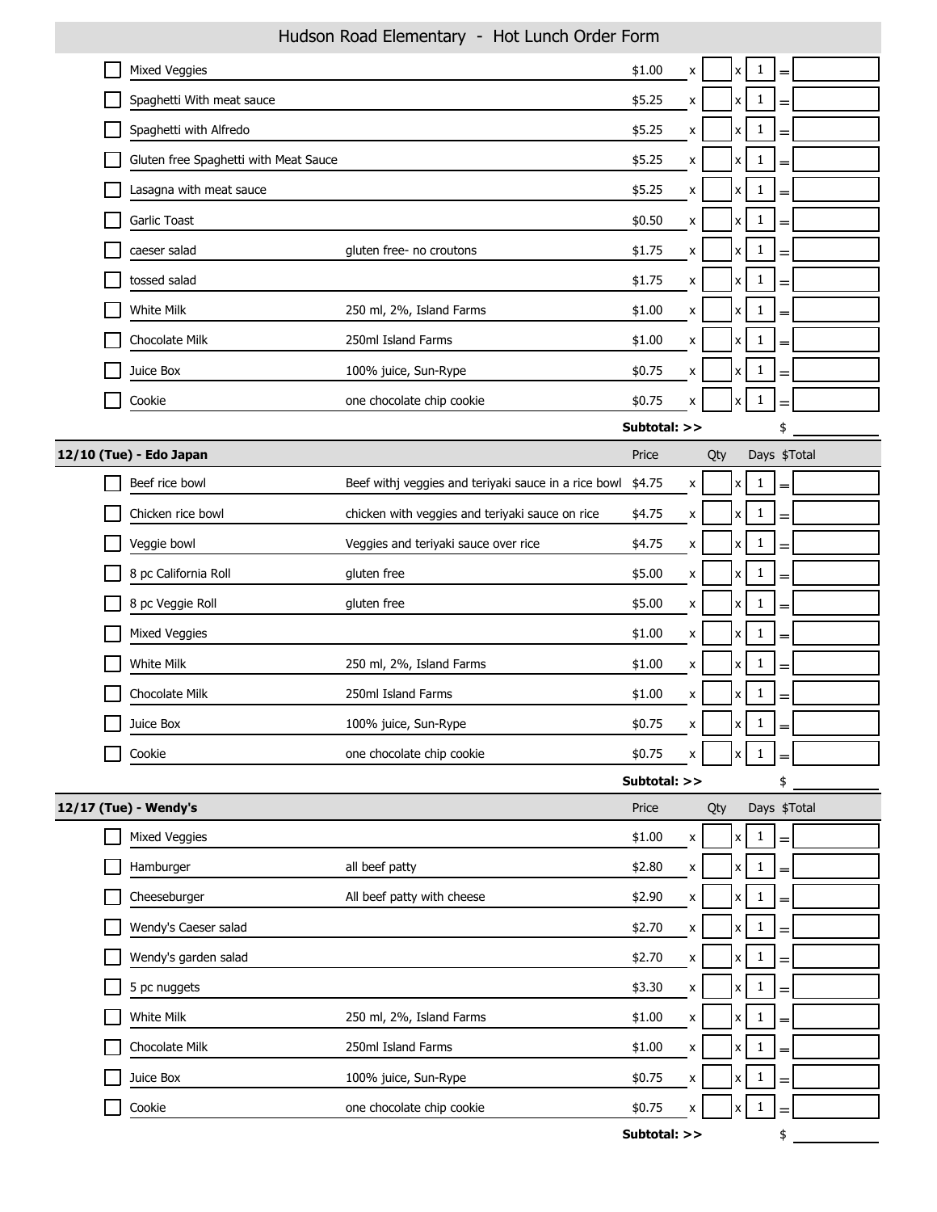# Hudson Road Elementary - Hot Lunch Order Form

| | Item | Description | Price | | Qty | | Days | | $Total |
|---|---|---|---|---|---|---|---|---|---|
| ☐ | Mixed Veggies | | $1.00 | x | | x | 1 | = | |
| ☐ | Spaghetti With meat sauce | | $5.25 | x | | x | 1 | = | |
| ☐ | Spaghetti with Alfredo | | $5.25 | x | | x | 1 | = | |
| ☐ | Gluten free Spaghetti with Meat Sauce | | $5.25 | x | | x | 1 | = | |
| ☐ | Lasagna with meat sauce | | $5.25 | x | | x | 1 | = | |
| ☐ | Garlic Toast | | $0.50 | x | | x | 1 | = | |
| ☐ | caeser salad | gluten free- no croutons | $1.75 | x | | x | 1 | = | |
| ☐ | tossed salad | | $1.75 | x | | x | 1 | = | |
| ☐ | White Milk | 250 ml, 2%, Island Farms | $1.00 | x | | x | 1 | = | |
| ☐ | Chocolate Milk | 250ml Island Farms | $1.00 | x | | x | 1 | = | |
| ☐ | Juice Box | 100% juice, Sun-Rype | $0.75 | x | | x | 1 | = | |
| ☐ | Cookie | one chocolate chip cookie | $0.75 | x | | x | 1 | = | |
| | | | **Subtotal: >>** | | | | | | $ |

## 12/10 (Tue) - Edo Japan

| | Item | Description | Price | | Qty | | Days | | $Total |
|---|---|---|---|---|---|---|---|---|---|
| ☐ | Beef rice bowl | Beef withj veggies and teriyaki sauce in a rice bowl | $4.75 | x | | x | 1 | = | |
| ☐ | Chicken rice bowl | chicken with veggies and teriyaki sauce on rice | $4.75 | x | | x | 1 | = | |
| ☐ | Veggie bowl | Veggies and teriyaki sauce over rice | $4.75 | x | | x | 1 | = | |
| ☐ | 8 pc California Roll | gluten free | $5.00 | x | | x | 1 | = | |
| ☐ | 8 pc Veggie Roll | gluten free | $5.00 | x | | x | 1 | = | |
| ☐ | Mixed Veggies | | $1.00 | x | | x | 1 | = | |
| ☐ | White Milk | 250 ml, 2%, Island Farms | $1.00 | x | | x | 1 | = | |
| ☐ | Chocolate Milk | 250ml Island Farms | $1.00 | x | | x | 1 | = | |
| ☐ | Juice Box | 100% juice, Sun-Rype | $0.75 | x | | x | 1 | = | |
| ☐ | Cookie | one chocolate chip cookie | $0.75 | x | | x | 1 | = | |
| | | | **Subtotal: >>** | | | | | | $ |

## 12/17 (Tue) - Wendy's

| | Item | Description | Price | | Qty | | Days | | $Total |
|---|---|---|---|---|---|---|---|---|---|
| ☐ | Mixed Veggies | | $1.00 | x | | x | 1 | = | |
| ☐ | Hamburger | all beef patty | $2.80 | x | | x | 1 | = | |
| ☐ | Cheeseburger | All beef patty with cheese | $2.90 | x | | x | 1 | = | |
| ☐ | Wendy's Caeser salad | | $2.70 | x | | x | 1 | = | |
| ☐ | Wendy's garden salad | | $2.70 | x | | x | 1 | = | |
| ☐ | 5 pc nuggets | | $3.30 | x | | x | 1 | = | |
| ☐ | White Milk | 250 ml, 2%, Island Farms | $1.00 | x | | x | 1 | = | |
| ☐ | Chocolate Milk | 250ml Island Farms | $1.00 | x | | x | 1 | = | |
| ☐ | Juice Box | 100% juice, Sun-Rype | $0.75 | x | | x | 1 | = | |
| ☐ | Cookie | one chocolate chip cookie | $0.75 | x | | x | 1 | = | |
| | | | **Subtotal: >>** | | | | | | $ |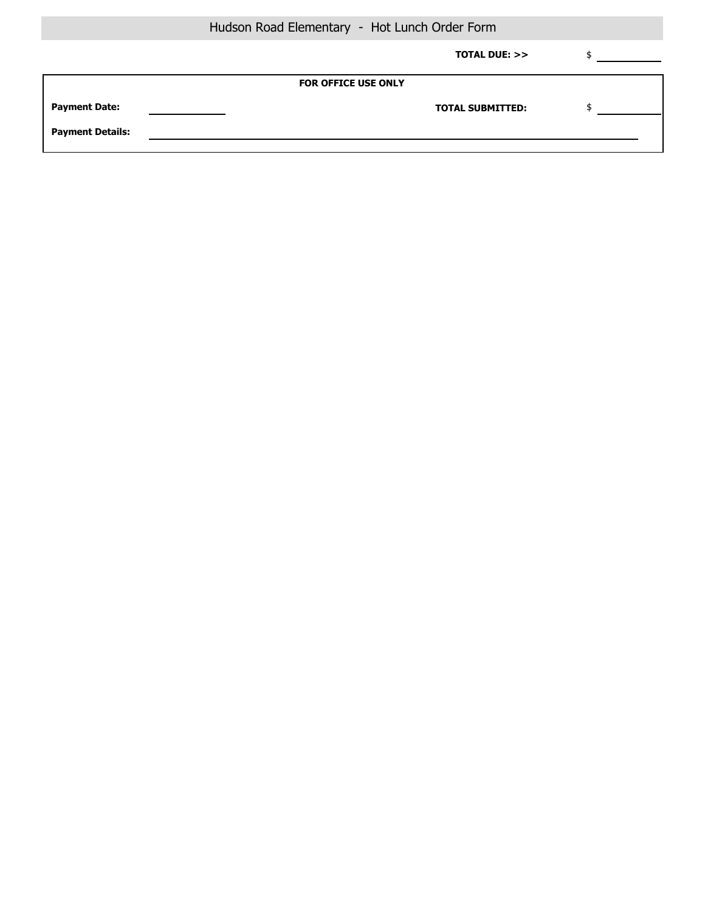# Hudson Road Elementary - Hot Lunch Order Form

**TOTAL DUE: >>** $ ____________

| FOR OFFICE USE ONLY | | | |
|---|---|---|---|
| **Payment Date:** | ____________ | **TOTAL SUBMITTED:** | $ ____________ |
| **Payment Details:** | ______________________________________________ | | |